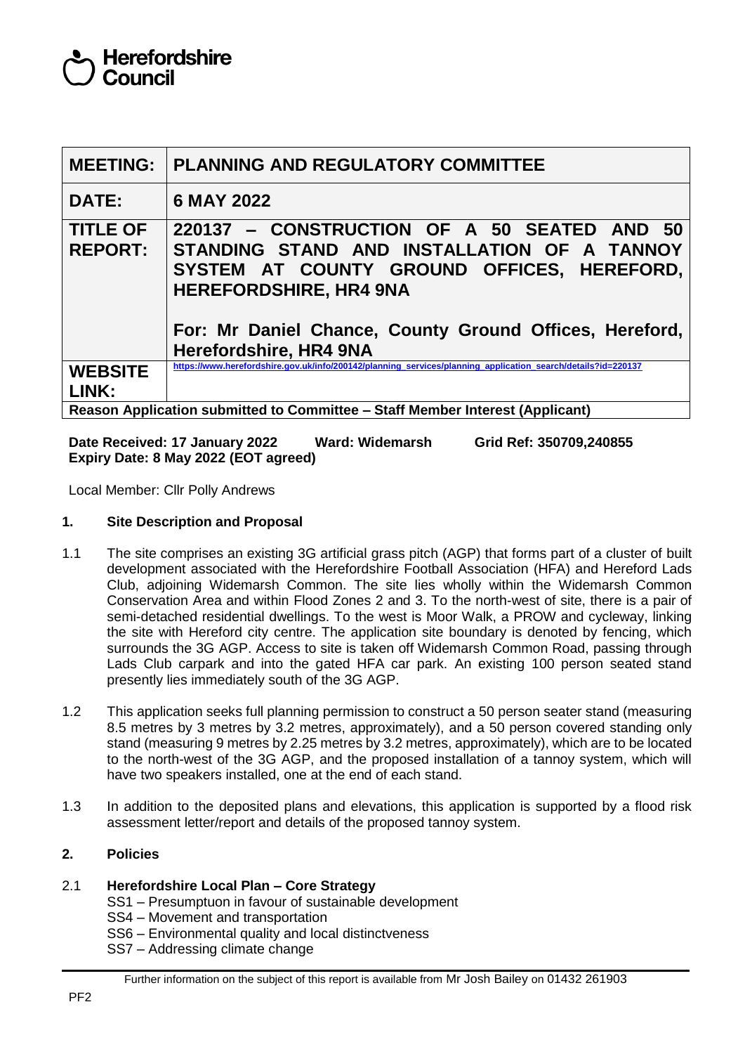**Herefordshire Council**

| MEETING: | PLANNING AND REGULATORY COMMITTEE |
|---|---|
| DATE: | 6 MAY 2022 |
| TITLE OF REPORT: | 220137 – CONSTRUCTION OF A 50 SEATED AND 50 STANDING STAND AND INSTALLATION OF A TANNOY SYSTEM AT COUNTY GROUND OFFICES, HEREFORD, HEREFORDSHIRE, HR4 9NA<br><br>For: Mr Daniel Chance, County Ground Offices, Hereford, Herefordshire, HR4 9NA |
| WEBSITE LINK: | https://www.herefordshire.gov.uk/info/200142/planning_services/planning_application_search/details?id=220137 |
| Reason Application submitted to Committee – Staff Member Interest (Applicant) | |

**Date Received: 17 January 2022 Ward: Widemarsh Grid Ref: 350709,240855**
**Expiry Date: 8 May 2022 (EOT agreed)**

Local Member: Cllr Polly Andrews

## 1. Site Description and Proposal

1.1 The site comprises an existing 3G artificial grass pitch (AGP) that forms part of a cluster of built development associated with the Herefordshire Football Association (HFA) and Hereford Lads Club, adjoining Widemarsh Common. The site lies wholly within the Widemarsh Common Conservation Area and within Flood Zones 2 and 3. To the north-west of site, there is a pair of semi-detached residential dwellings. To the west is Moor Walk, a PROW and cycleway, linking the site with Hereford city centre. The application site boundary is denoted by fencing, which surrounds the 3G AGP. Access to site is taken off Widemarsh Common Road, passing through Lads Club carpark and into the gated HFA car park. An existing 100 person seated stand presently lies immediately south of the 3G AGP.

1.2 This application seeks full planning permission to construct a 50 person seater stand (measuring 8.5 metres by 3 metres by 3.2 metres, approximately), and a 50 person covered standing only stand (measuring 9 metres by 2.25 metres by 3.2 metres, approximately), which are to be located to the north-west of the 3G AGP, and the proposed installation of a tannoy system, which will have two speakers installed, one at the end of each stand.

1.3 In addition to the deposited plans and elevations, this application is supported by a flood risk assessment letter/report and details of the proposed tannoy system.

## 2. Policies

2.1 **Herefordshire Local Plan – Core Strategy**

SS1 – Presumptuon in favour of sustainable development
SS4 – Movement and transportation
SS6 – Environmental quality and local distinctveness
SS7 – Addressing climate change

Further information on the subject of this report is available from Mr Josh Bailey on 01432 261903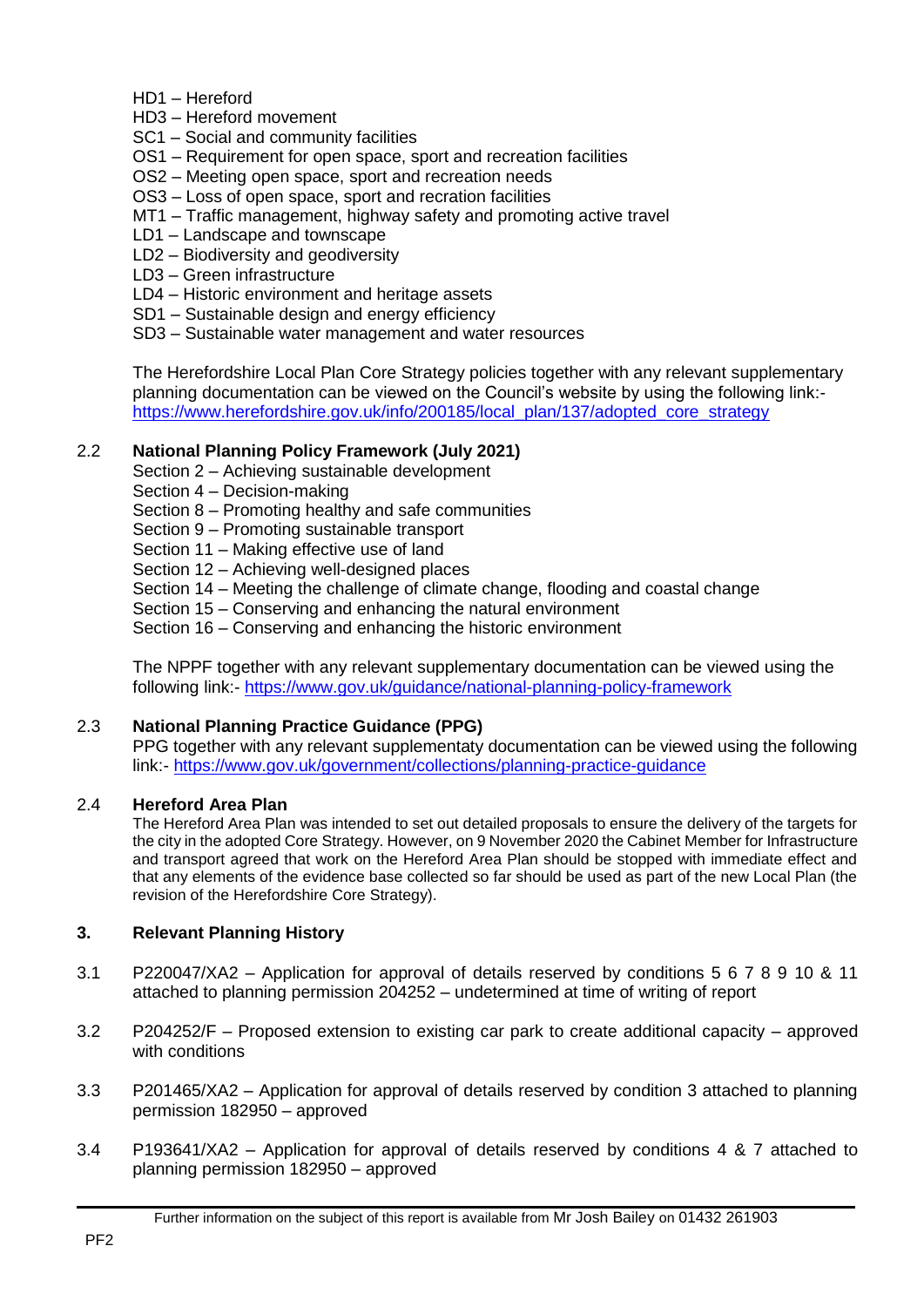HD1 – Hereford
HD3 – Hereford movement
SC1 – Social and community facilities
OS1 – Requirement for open space, sport and recreation facilities
OS2 – Meeting open space, sport and recreation needs
OS3 – Loss of open space, sport and recration facilities
MT1 – Traffic management, highway safety and promoting active travel
LD1 – Landscape and townscape
LD2 – Biodiversity and geodiversity
LD3 – Green infrastructure
LD4 – Historic environment and heritage assets
SD1 – Sustainable design and energy efficiency
SD3 – Sustainable water management and water resources

The Herefordshire Local Plan Core Strategy policies together with any relevant supplementary planning documentation can be viewed on the Council's website by using the following link:- https://www.herefordshire.gov.uk/info/200185/local_plan/137/adopted_core_strategy

2.2 **National Planning Policy Framework (July 2021)**

Section 2 – Achieving sustainable development
Section 4 – Decision-making
Section 8 – Promoting healthy and safe communities
Section 9 – Promoting sustainable transport
Section 11 – Making effective use of land
Section 12 – Achieving well-designed places
Section 14 – Meeting the challenge of climate change, flooding and coastal change
Section 15 – Conserving and enhancing the natural environment
Section 16 – Conserving and enhancing the historic environment

The NPPF together with any relevant supplementary documentation can be viewed using the following link:- https://www.gov.uk/guidance/national-planning-policy-framework

2.3 **National Planning Practice Guidance (PPG)**

PPG together with any relevant supplementaty documentation can be viewed using the following link:- https://www.gov.uk/government/collections/planning-practice-guidance

2.4 **Hereford Area Plan**

The Hereford Area Plan was intended to set out detailed proposals to ensure the delivery of the targets for the city in the adopted Core Strategy. However, on 9 November 2020 the Cabinet Member for Infrastructure and transport agreed that work on the Hereford Area Plan should be stopped with immediate effect and that any elements of the evidence base collected so far should be used as part of the new Local Plan (the revision of the Herefordshire Core Strategy).

## 3. Relevant Planning History

3.1 P220047/XA2 – Application for approval of details reserved by conditions 5 6 7 8 9 10 & 11 attached to planning permission 204252 – undetermined at time of writing of report

3.2 P204252/F – Proposed extension to existing car park to create additional capacity – approved with conditions

3.3 P201465/XA2 – Application for approval of details reserved by condition 3 attached to planning permission 182950 – approved

3.4 P193641/XA2 – Application for approval of details reserved by conditions 4 & 7 attached to planning permission 182950 – approved

Further information on the subject of this report is available from Mr Josh Bailey on 01432 261903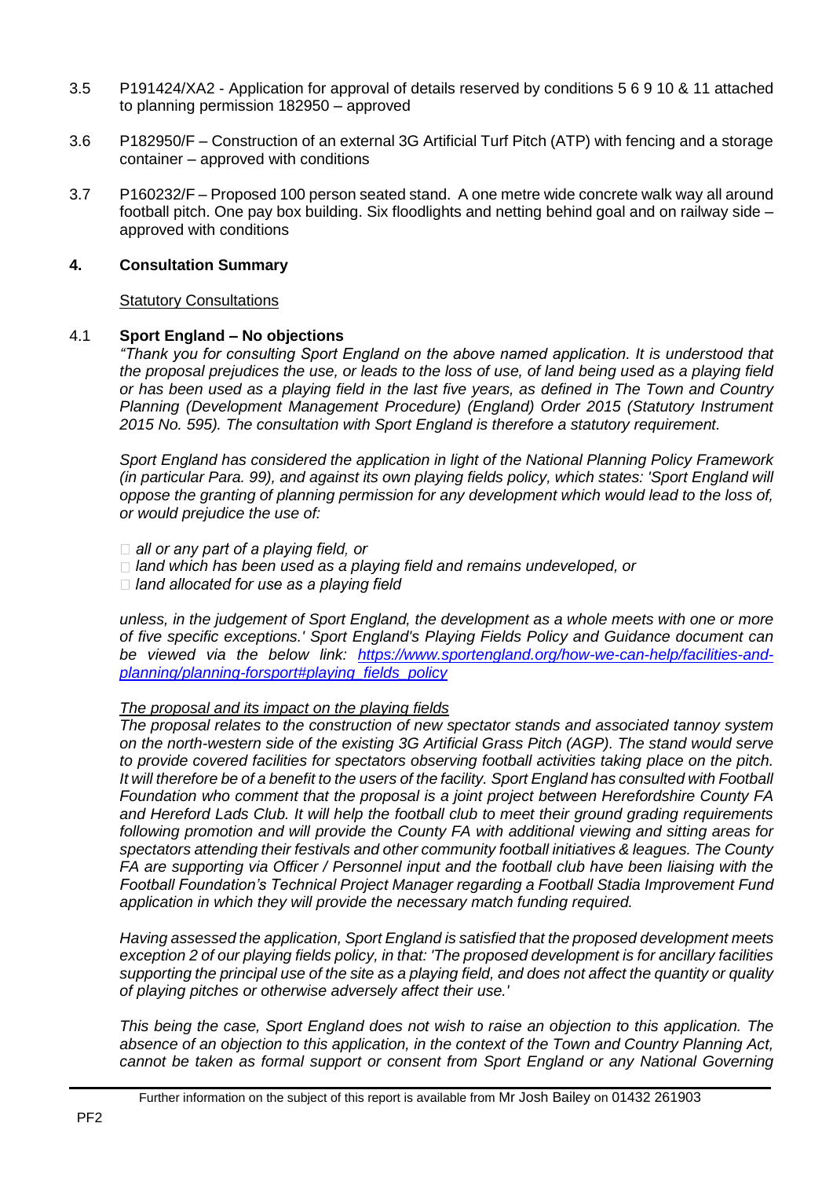3.5 P191424/XA2 - Application for approval of details reserved by conditions 5 6 9 10 & 11 attached to planning permission 182950 – approved

3.6 P182950/F – Construction of an external 3G Artificial Turf Pitch (ATP) with fencing and a storage container – approved with conditions

3.7 P160232/F – Proposed 100 person seated stand. A one metre wide concrete walk way all around football pitch. One pay box building. Six floodlights and netting behind goal and on railway side – approved with conditions

## 4. Consultation Summary

Statutory Consultations

4.1 **Sport England – No objections**

*"Thank you for consulting Sport England on the above named application. It is understood that the proposal prejudices the use, or leads to the loss of use, of land being used as a playing field or has been used as a playing field in the last five years, as defined in The Town and Country Planning (Development Management Procedure) (England) Order 2015 (Statutory Instrument 2015 No. 595). The consultation with Sport England is therefore a statutory requirement.*

*Sport England has considered the application in light of the National Planning Policy Framework (in particular Para. 99), and against its own playing fields policy, which states: 'Sport England will oppose the granting of planning permission for any development which would lead to the loss of, or would prejudice the use of:*

- *all or any part of a playing field, or*
- *land which has been used as a playing field and remains undeveloped, or*
- *land allocated for use as a playing field*

*unless, in the judgement of Sport England, the development as a whole meets with one or more of five specific exceptions.' Sport England's Playing Fields Policy and Guidance document can be viewed via the below link: https://www.sportengland.org/how-we-can-help/facilities-and-planning/planning-forsport#playing_fields_policy*

*The proposal and its impact on the playing fields*

*The proposal relates to the construction of new spectator stands and associated tannoy system on the north-western side of the existing 3G Artificial Grass Pitch (AGP). The stand would serve to provide covered facilities for spectators observing football activities taking place on the pitch. It will therefore be of a benefit to the users of the facility. Sport England has consulted with Football Foundation who comment that the proposal is a joint project between Herefordshire County FA and Hereford Lads Club. It will help the football club to meet their ground grading requirements following promotion and will provide the County FA with additional viewing and sitting areas for spectators attending their festivals and other community football initiatives & leagues. The County FA are supporting via Officer / Personnel input and the football club have been liaising with the Football Foundation's Technical Project Manager regarding a Football Stadia Improvement Fund application in which they will provide the necessary match funding required.*

*Having assessed the application, Sport England is satisfied that the proposed development meets exception 2 of our playing fields policy, in that: 'The proposed development is for ancillary facilities supporting the principal use of the site as a playing field, and does not affect the quantity or quality of playing pitches or otherwise adversely affect their use.'*

*This being the case, Sport England does not wish to raise an objection to this application. The absence of an objection to this application, in the context of the Town and Country Planning Act, cannot be taken as formal support or consent from Sport England or any National Governing*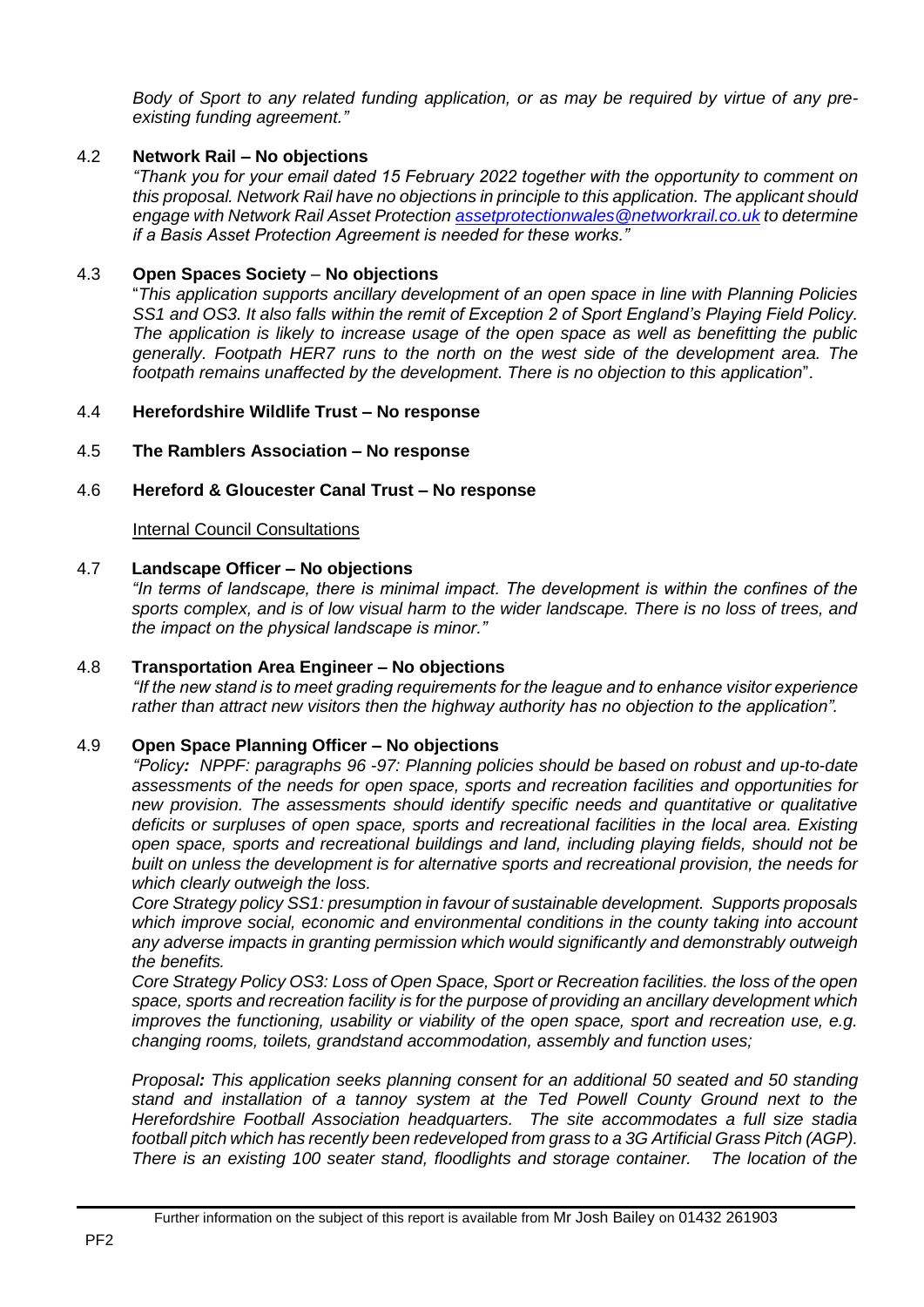*Body of Sport to any related funding application, or as may be required by virtue of any pre-existing funding agreement."*

4.2 **Network Rail – No objections**

*"Thank you for your email dated 15 February 2022 together with the opportunity to comment on this proposal. Network Rail have no objections in principle to this application. The applicant should engage with Network Rail Asset Protection [assetprotectionwales@networkrail.co.uk](mailto:assetprotectionwales@networkrail.co.uk) to determine if a Basis Asset Protection Agreement is needed for these works."*

4.3 **Open Spaces Society – No objections**

"*This application supports ancillary development of an open space in line with Planning Policies SS1 and OS3. It also falls within the remit of Exception 2 of Sport England's Playing Field Policy. The application is likely to increase usage of the open space as well as benefitting the public generally. Footpath HER7 runs to the north on the west side of the development area. The footpath remains unaffected by the development. There is no objection to this application*".

4.4 **Herefordshire Wildlife Trust – No response**

4.5 **The Ramblers Association – No response**

4.6 **Hereford & Gloucester Canal Trust – No response**

Internal Council Consultations

4.7 **Landscape Officer – No objections**

*"In terms of landscape, there is minimal impact. The development is within the confines of the sports complex, and is of low visual harm to the wider landscape. There is no loss of trees, and the impact on the physical landscape is minor."*

4.8 **Transportation Area Engineer – No objections**

*"If the new stand is to meet grading requirements for the league and to enhance visitor experience rather than attract new visitors then the highway authority has no objection to the application".*

4.9 **Open Space Planning Officer – No objections**

*"Policy**:** NPPF: paragraphs 96 -97: Planning policies should be based on robust and up-to-date assessments of the needs for open space, sports and recreation facilities and opportunities for new provision. The assessments should identify specific needs and quantitative or qualitative deficits or surpluses of open space, sports and recreational facilities in the local area. Existing open space, sports and recreational buildings and land, including playing fields, should not be built on unless the development is for alternative sports and recreational provision, the needs for which clearly outweigh the loss.*

*Core Strategy policy SS1: presumption in favour of sustainable development. Supports proposals which improve social, economic and environmental conditions in the county taking into account any adverse impacts in granting permission which would significantly and demonstrably outweigh the benefits.*

*Core Strategy Policy OS3: Loss of Open Space, Sport or Recreation facilities. the loss of the open space, sports and recreation facility is for the purpose of providing an ancillary development which improves the functioning, usability or viability of the open space, sport and recreation use, e.g. changing rooms, toilets, grandstand accommodation, assembly and function uses;*

*Proposal**:** This application seeks planning consent for an additional 50 seated and 50 standing stand and installation of a tannoy system at the Ted Powell County Ground next to the Herefordshire Football Association headquarters. The site accommodates a full size stadia football pitch which has recently been redeveloped from grass to a 3G Artificial Grass Pitch (AGP). There is an existing 100 seater stand, floodlights and storage container. The location of the*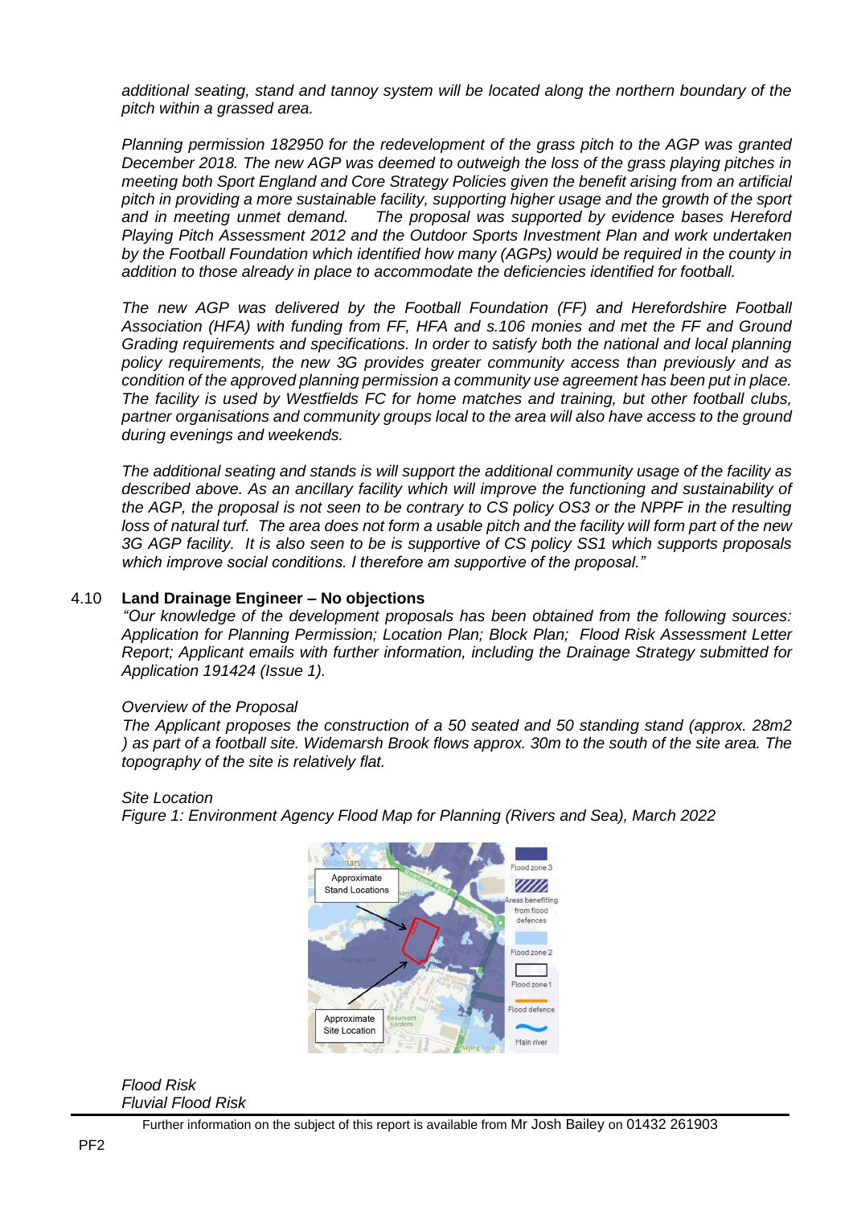*additional seating, stand and tannoy system will be located along the northern boundary of the pitch within a grassed area.*

*Planning permission 182950 for the redevelopment of the grass pitch to the AGP was granted December 2018. The new AGP was deemed to outweigh the loss of the grass playing pitches in meeting both Sport England and Core Strategy Policies given the benefit arising from an artificial pitch in providing a more sustainable facility, supporting higher usage and the growth of the sport and in meeting unmet demand. The proposal was supported by evidence bases Hereford Playing Pitch Assessment 2012 and the Outdoor Sports Investment Plan and work undertaken by the Football Foundation which identified how many (AGPs) would be required in the county in addition to those already in place to accommodate the deficiencies identified for football.*

*The new AGP was delivered by the Football Foundation (FF) and Herefordshire Football Association (HFA) with funding from FF, HFA and s.106 monies and met the FF and Ground Grading requirements and specifications. In order to satisfy both the national and local planning policy requirements, the new 3G provides greater community access than previously and as condition of the approved planning permission a community use agreement has been put in place. The facility is used by Westfields FC for home matches and training, but other football clubs, partner organisations and community groups local to the area will also have access to the ground during evenings and weekends.*

*The additional seating and stands is will support the additional community usage of the facility as described above. As an ancillary facility which will improve the functioning and sustainability of the AGP, the proposal is not seen to be contrary to CS policy OS3 or the NPPF in the resulting loss of natural turf. The area does not form a usable pitch and the facility will form part of the new 3G AGP facility. It is also seen to be supportive of CS policy SS1 which supports proposals which improve social conditions. I therefore am supportive of the proposal."*

4.10 **Land Drainage Engineer – No objections**

*"Our knowledge of the development proposals has been obtained from the following sources: Application for Planning Permission; Location Plan; Block Plan; Flood Risk Assessment Letter Report; Applicant emails with further information, including the Drainage Strategy submitted for Application 191424 (Issue 1).*

*Overview of the Proposal*

*The Applicant proposes the construction of a 50 seated and 50 standing stand (approx. 28m2 ) as part of a football site. Widemarsh Brook flows approx. 30m to the south of the site area. The topography of the site is relatively flat.*

*Site Location*

*Figure 1: Environment Agency Flood Map for Planning (Rivers and Sea), March 2022*

*Flood Risk*

*Fluvial Flood Risk*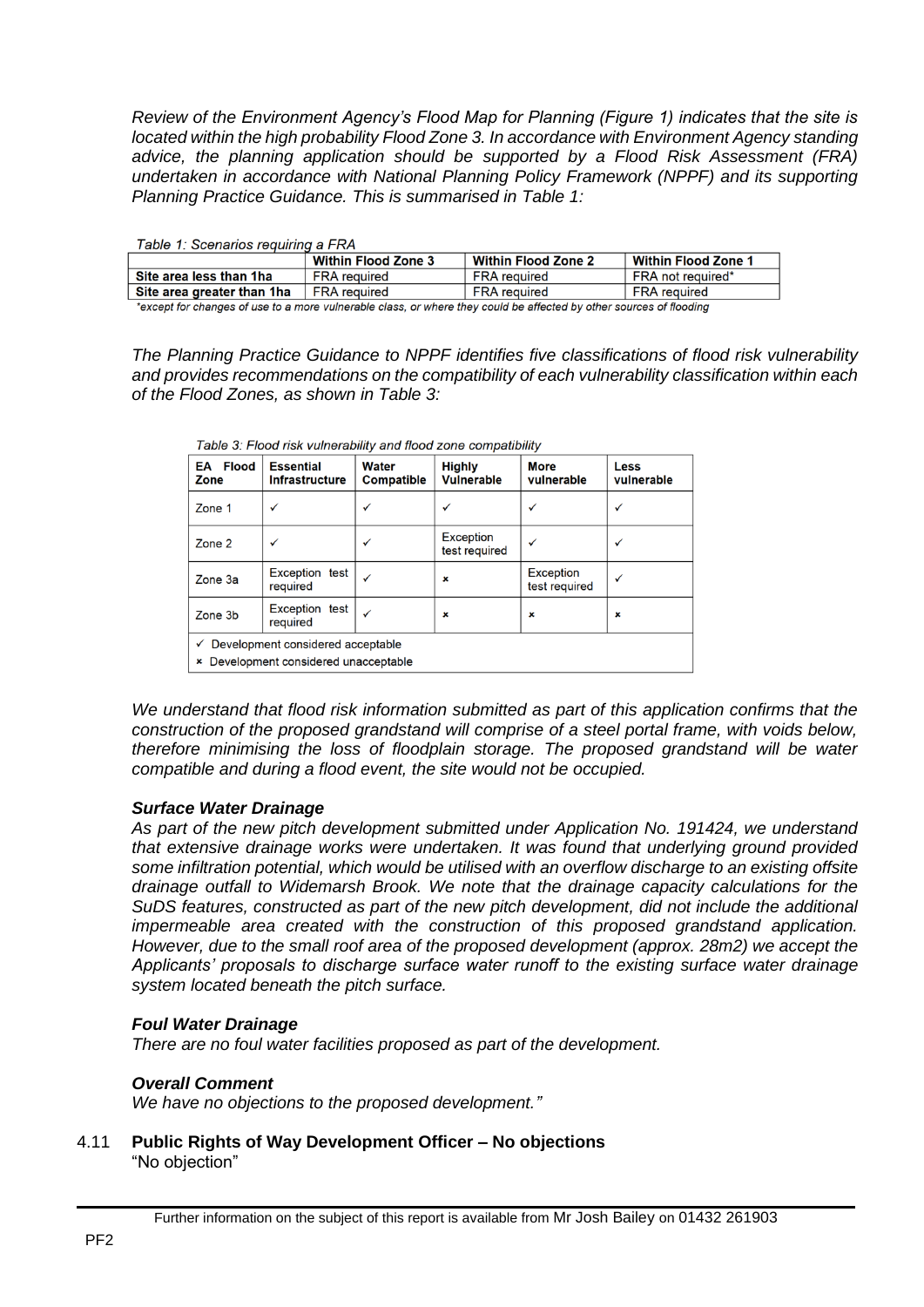*Review of the Environment Agency's Flood Map for Planning (Figure 1) indicates that the site is located within the high probability Flood Zone 3. In accordance with Environment Agency standing advice, the planning application should be supported by a Flood Risk Assessment (FRA) undertaken in accordance with National Planning Policy Framework (NPPF) and its supporting Planning Practice Guidance. This is summarised in Table 1:*

*Table 1: Scenarios requiring a FRA*

| | Within Flood Zone 3 | Within Flood Zone 2 | Within Flood Zone 1 |
|---|---|---|---|
| **Site area less than 1ha** | FRA required | FRA required | FRA not required* |
| **Site area greater than 1ha** | FRA required | FRA required | FRA required |

*\*except for changes of use to a more vulnerable class, or where they could be affected by other sources of flooding*

*The Planning Practice Guidance to NPPF identifies five classifications of flood risk vulnerability and provides recommendations on the compatibility of each vulnerability classification within each of the Flood Zones, as shown in Table 3:*

*Table 3: Flood risk vulnerability and flood zone compatibility*

| EA Flood Zone | Essential Infrastructure | Water Compatible | Highly Vulnerable | More vulnerable | Less vulnerable |
|---|---|---|---|---|---|
| Zone 1 | ✓ | ✓ | ✓ | ✓ | ✓ |
| Zone 2 | ✓ | ✓ | Exception test required | ✓ | ✓ |
| Zone 3a | Exception test required | ✓ | × | Exception test required | ✓ |
| Zone 3b | Exception test required | ✓ | × | × | × |

✓ Development considered acceptable
× Development considered unacceptable

*We understand that flood risk information submitted as part of this application confirms that the construction of the proposed grandstand will comprise of a steel portal frame, with voids below, therefore minimising the loss of floodplain storage. The proposed grandstand will be water compatible and during a flood event, the site would not be occupied.*

***Surface Water Drainage***

*As part of the new pitch development submitted under Application No. 191424, we understand that extensive drainage works were undertaken. It was found that underlying ground provided some infiltration potential, which would be utilised with an overflow discharge to an existing offsite drainage outfall to Widemarsh Brook. We note that the drainage capacity calculations for the SuDS features, constructed as part of the new pitch development, did not include the additional impermeable area created with the construction of this proposed grandstand application. However, due to the small roof area of the proposed development (approx. 28m2) we accept the Applicants' proposals to discharge surface water runoff to the existing surface water drainage system located beneath the pitch surface.*

***Foul Water Drainage***

*There are no foul water facilities proposed as part of the development.*

***Overall Comment***

*We have no objections to the proposed development."*

4.11 **Public Rights of Way Development Officer – No objections**

"No objection"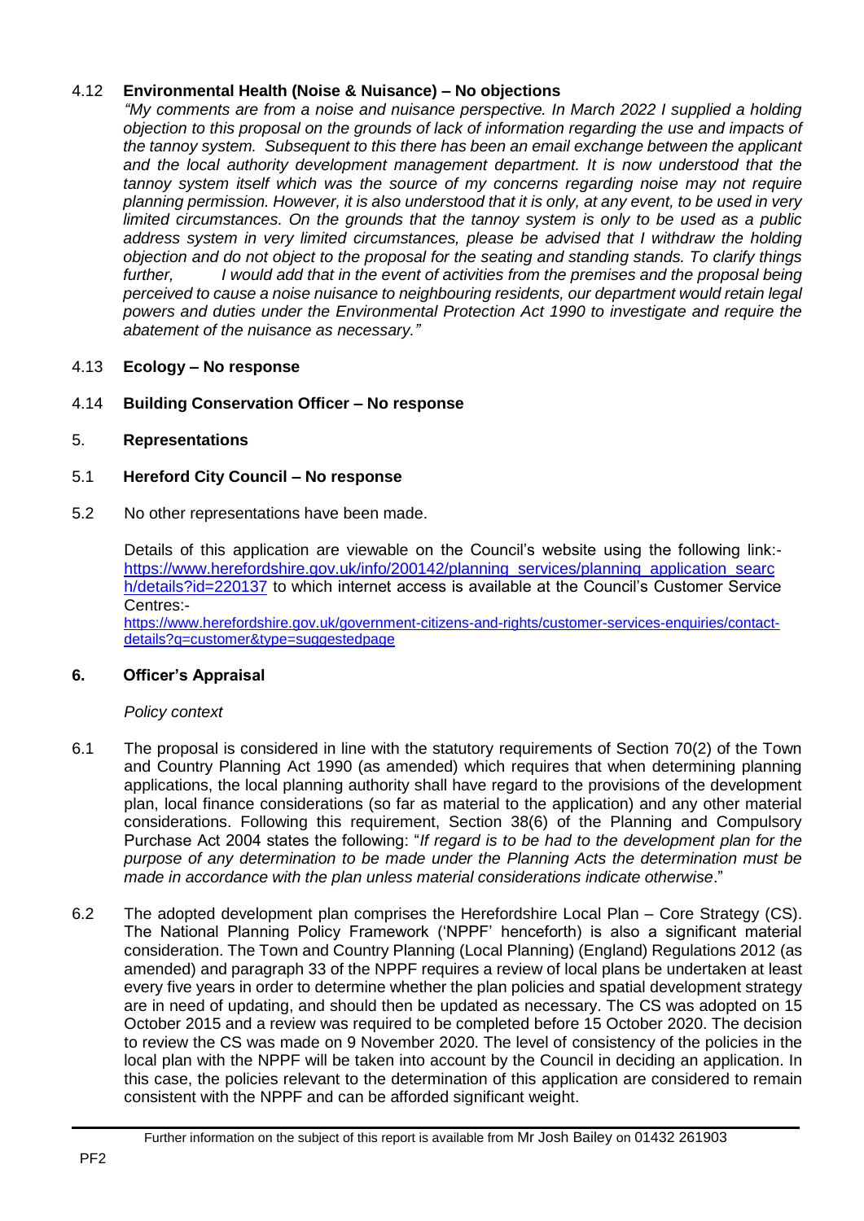4.12 **Environmental Health (Noise & Nuisance) – No objections**

*"My comments are from a noise and nuisance perspective. In March 2022 I supplied a holding objection to this proposal on the grounds of lack of information regarding the use and impacts of the tannoy system. Subsequent to this there has been an email exchange between the applicant and the local authority development management department. It is now understood that the tannoy system itself which was the source of my concerns regarding noise may not require planning permission. However, it is also understood that it is only, at any event, to be used in very limited circumstances. On the grounds that the tannoy system is only to be used as a public address system in very limited circumstances, please be advised that I withdraw the holding objection and do not object to the proposal for the seating and standing stands. To clarify things further, I would add that in the event of activities from the premises and the proposal being perceived to cause a noise nuisance to neighbouring residents, our department would retain legal powers and duties under the Environmental Protection Act 1990 to investigate and require the abatement of the nuisance as necessary."*

4.13 **Ecology – No response**

4.14 **Building Conservation Officer – No response**

5. **Representations**

5.1 **Hereford City Council – No response**

5.2 No other representations have been made.

Details of this application are viewable on the Council's website using the following link:- https://www.herefordshire.gov.uk/info/200142/planning_services/planning_application_search/details?id=220137 to which internet access is available at the Council's Customer Service Centres:- https://www.herefordshire.gov.uk/government-citizens-and-rights/customer-services-enquiries/contact-details?q=customer&type=suggestedpage

## 6. Officer's Appraisal

*Policy context*

6.1 The proposal is considered in line with the statutory requirements of Section 70(2) of the Town and Country Planning Act 1990 (as amended) which requires that when determining planning applications, the local planning authority shall have regard to the provisions of the development plan, local finance considerations (so far as material to the application) and any other material considerations. Following this requirement, Section 38(6) of the Planning and Compulsory Purchase Act 2004 states the following: "*If regard is to be had to the development plan for the purpose of any determination to be made under the Planning Acts the determination must be made in accordance with the plan unless material considerations indicate otherwise*."

6.2 The adopted development plan comprises the Herefordshire Local Plan – Core Strategy (CS). The National Planning Policy Framework ('NPPF' henceforth) is also a significant material consideration. The Town and Country Planning (Local Planning) (England) Regulations 2012 (as amended) and paragraph 33 of the NPPF requires a review of local plans be undertaken at least every five years in order to determine whether the plan policies and spatial development strategy are in need of updating, and should then be updated as necessary. The CS was adopted on 15 October 2015 and a review was required to be completed before 15 October 2020. The decision to review the CS was made on 9 November 2020. The level of consistency of the policies in the local plan with the NPPF will be taken into account by the Council in deciding an application. In this case, the policies relevant to the determination of this application are considered to remain consistent with the NPPF and can be afforded significant weight.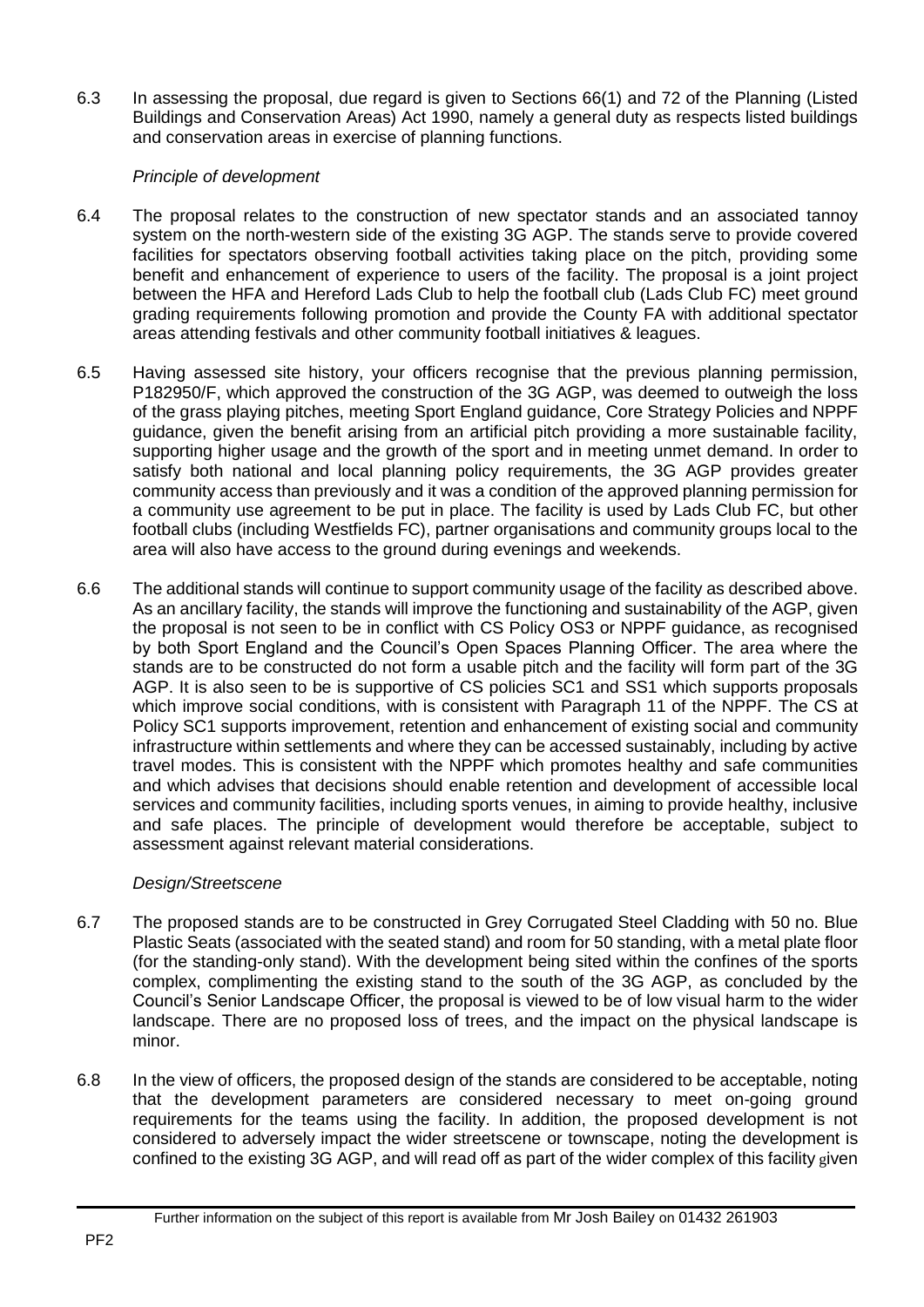6.3 In assessing the proposal, due regard is given to Sections 66(1) and 72 of the Planning (Listed Buildings and Conservation Areas) Act 1990, namely a general duty as respects listed buildings and conservation areas in exercise of planning functions.

*Principle of development*

6.4 The proposal relates to the construction of new spectator stands and an associated tannoy system on the north-western side of the existing 3G AGP. The stands serve to provide covered facilities for spectators observing football activities taking place on the pitch, providing some benefit and enhancement of experience to users of the facility. The proposal is a joint project between the HFA and Hereford Lads Club to help the football club (Lads Club FC) meet ground grading requirements following promotion and provide the County FA with additional spectator areas attending festivals and other community football initiatives & leagues.

6.5 Having assessed site history, your officers recognise that the previous planning permission, P182950/F, which approved the construction of the 3G AGP, was deemed to outweigh the loss of the grass playing pitches, meeting Sport England guidance, Core Strategy Policies and NPPF guidance, given the benefit arising from an artificial pitch providing a more sustainable facility, supporting higher usage and the growth of the sport and in meeting unmet demand. In order to satisfy both national and local planning policy requirements, the 3G AGP provides greater community access than previously and it was a condition of the approved planning permission for a community use agreement to be put in place. The facility is used by Lads Club FC, but other football clubs (including Westfields FC), partner organisations and community groups local to the area will also have access to the ground during evenings and weekends.

6.6 The additional stands will continue to support community usage of the facility as described above. As an ancillary facility, the stands will improve the functioning and sustainability of the AGP, given the proposal is not seen to be in conflict with CS Policy OS3 or NPPF guidance, as recognised by both Sport England and the Council's Open Spaces Planning Officer. The area where the stands are to be constructed do not form a usable pitch and the facility will form part of the 3G AGP. It is also seen to be is supportive of CS policies SC1 and SS1 which supports proposals which improve social conditions, with is consistent with Paragraph 11 of the NPPF. The CS at Policy SC1 supports improvement, retention and enhancement of existing social and community infrastructure within settlements and where they can be accessed sustainably, including by active travel modes. This is consistent with the NPPF which promotes healthy and safe communities and which advises that decisions should enable retention and development of accessible local services and community facilities, including sports venues, in aiming to provide healthy, inclusive and safe places. The principle of development would therefore be acceptable, subject to assessment against relevant material considerations.

*Design/Streetscene*

6.7 The proposed stands are to be constructed in Grey Corrugated Steel Cladding with 50 no. Blue Plastic Seats (associated with the seated stand) and room for 50 standing, with a metal plate floor (for the standing-only stand). With the development being sited within the confines of the sports complex, complimenting the existing stand to the south of the 3G AGP, as concluded by the Council's Senior Landscape Officer, the proposal is viewed to be of low visual harm to the wider landscape. There are no proposed loss of trees, and the impact on the physical landscape is minor.

6.8 In the view of officers, the proposed design of the stands are considered to be acceptable, noting that the development parameters are considered necessary to meet on-going ground requirements for the teams using the facility. In addition, the proposed development is not considered to adversely impact the wider streetscene or townscape, noting the development is confined to the existing 3G AGP, and will read off as part of the wider complex of this facility given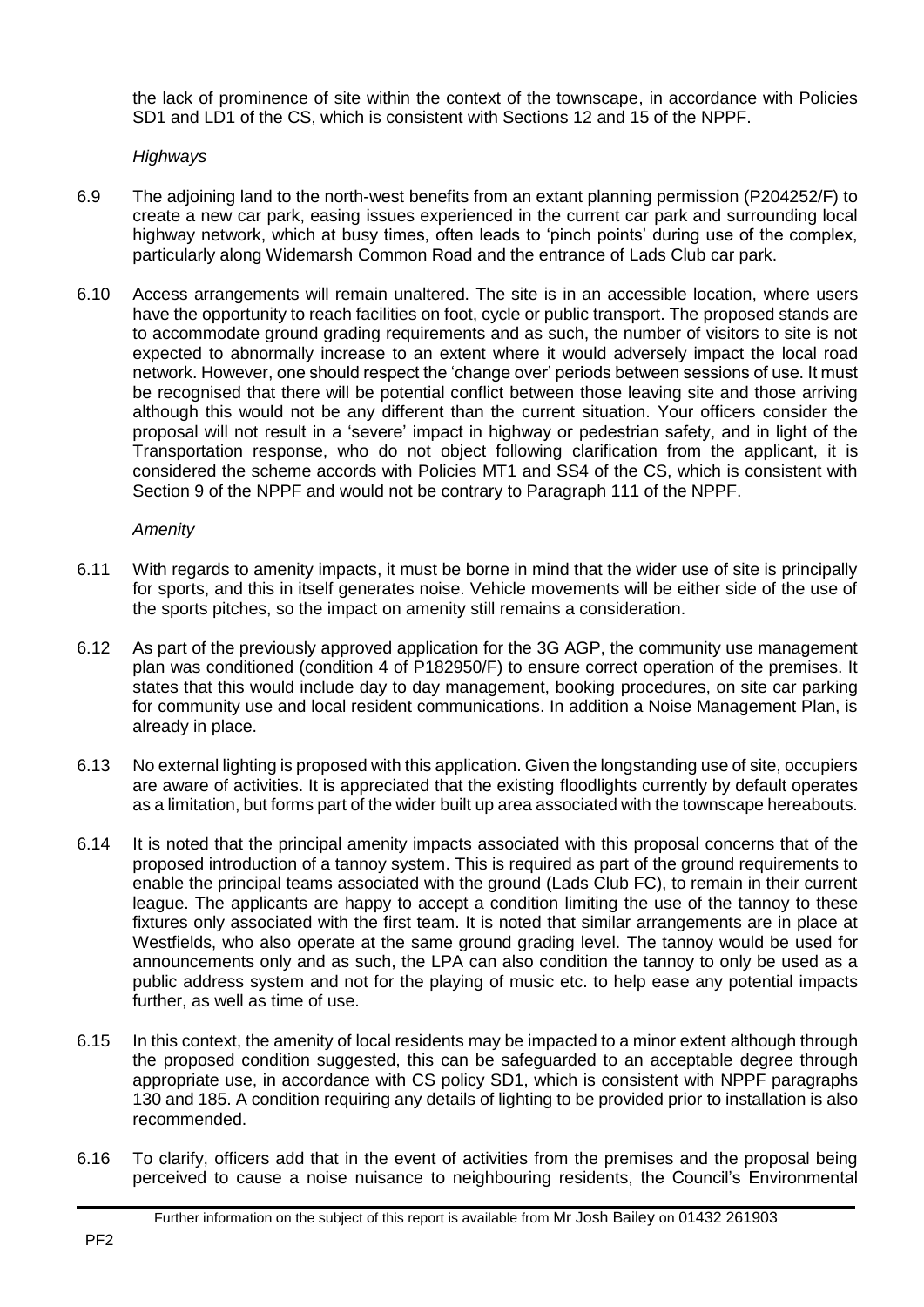the lack of prominence of site within the context of the townscape, in accordance with Policies SD1 and LD1 of the CS, which is consistent with Sections 12 and 15 of the NPPF.

*Highways*

6.9 The adjoining land to the north-west benefits from an extant planning permission (P204252/F) to create a new car park, easing issues experienced in the current car park and surrounding local highway network, which at busy times, often leads to 'pinch points' during use of the complex, particularly along Widemarsh Common Road and the entrance of Lads Club car park.

6.10 Access arrangements will remain unaltered. The site is in an accessible location, where users have the opportunity to reach facilities on foot, cycle or public transport. The proposed stands are to accommodate ground grading requirements and as such, the number of visitors to site is not expected to abnormally increase to an extent where it would adversely impact the local road network. However, one should respect the 'change over' periods between sessions of use. It must be recognised that there will be potential conflict between those leaving site and those arriving although this would not be any different than the current situation. Your officers consider the proposal will not result in a 'severe' impact in highway or pedestrian safety, and in light of the Transportation response, who do not object following clarification from the applicant, it is considered the scheme accords with Policies MT1 and SS4 of the CS, which is consistent with Section 9 of the NPPF and would not be contrary to Paragraph 111 of the NPPF.

*Amenity*

6.11 With regards to amenity impacts, it must be borne in mind that the wider use of site is principally for sports, and this in itself generates noise. Vehicle movements will be either side of the use of the sports pitches, so the impact on amenity still remains a consideration.

6.12 As part of the previously approved application for the 3G AGP, the community use management plan was conditioned (condition 4 of P182950/F) to ensure correct operation of the premises. It states that this would include day to day management, booking procedures, on site car parking for community use and local resident communications. In addition a Noise Management Plan, is already in place.

6.13 No external lighting is proposed with this application. Given the longstanding use of site, occupiers are aware of activities. It is appreciated that the existing floodlights currently by default operates as a limitation, but forms part of the wider built up area associated with the townscape hereabouts.

6.14 It is noted that the principal amenity impacts associated with this proposal concerns that of the proposed introduction of a tannoy system. This is required as part of the ground requirements to enable the principal teams associated with the ground (Lads Club FC), to remain in their current league. The applicants are happy to accept a condition limiting the use of the tannoy to these fixtures only associated with the first team. It is noted that similar arrangements are in place at Westfields, who also operate at the same ground grading level. The tannoy would be used for announcements only and as such, the LPA can also condition the tannoy to only be used as a public address system and not for the playing of music etc. to help ease any potential impacts further, as well as time of use.

6.15 In this context, the amenity of local residents may be impacted to a minor extent although through the proposed condition suggested, this can be safeguarded to an acceptable degree through appropriate use, in accordance with CS policy SD1, which is consistent with NPPF paragraphs 130 and 185. A condition requiring any details of lighting to be provided prior to installation is also recommended.

6.16 To clarify, officers add that in the event of activities from the premises and the proposal being perceived to cause a noise nuisance to neighbouring residents, the Council's Environmental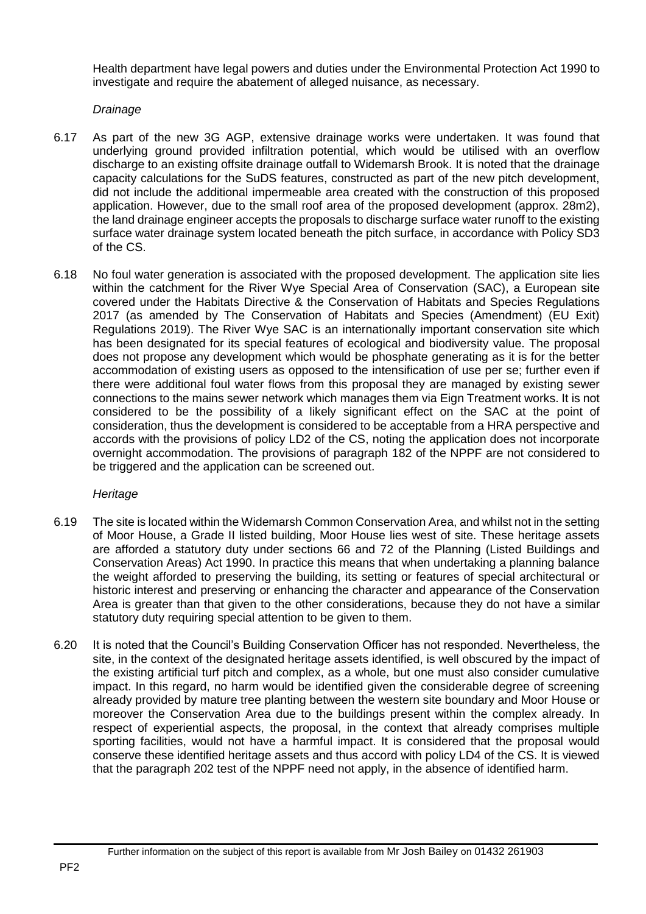Health department have legal powers and duties under the Environmental Protection Act 1990 to investigate and require the abatement of alleged nuisance, as necessary.

*Drainage*

6.17 As part of the new 3G AGP, extensive drainage works were undertaken. It was found that underlying ground provided infiltration potential, which would be utilised with an overflow discharge to an existing offsite drainage outfall to Widemarsh Brook. It is noted that the drainage capacity calculations for the SuDS features, constructed as part of the new pitch development, did not include the additional impermeable area created with the construction of this proposed application. However, due to the small roof area of the proposed development (approx. 28m2), the land drainage engineer accepts the proposals to discharge surface water runoff to the existing surface water drainage system located beneath the pitch surface, in accordance with Policy SD3 of the CS.

6.18 No foul water generation is associated with the proposed development. The application site lies within the catchment for the River Wye Special Area of Conservation (SAC), a European site covered under the Habitats Directive & the Conservation of Habitats and Species Regulations 2017 (as amended by The Conservation of Habitats and Species (Amendment) (EU Exit) Regulations 2019). The River Wye SAC is an internationally important conservation site which has been designated for its special features of ecological and biodiversity value. The proposal does not propose any development which would be phosphate generating as it is for the better accommodation of existing users as opposed to the intensification of use per se; further even if there were additional foul water flows from this proposal they are managed by existing sewer connections to the mains sewer network which manages them via Eign Treatment works. It is not considered to be the possibility of a likely significant effect on the SAC at the point of consideration, thus the development is considered to be acceptable from a HRA perspective and accords with the provisions of policy LD2 of the CS, noting the application does not incorporate overnight accommodation. The provisions of paragraph 182 of the NPPF are not considered to be triggered and the application can be screened out.

*Heritage*

6.19 The site is located within the Widemarsh Common Conservation Area, and whilst not in the setting of Moor House, a Grade II listed building, Moor House lies west of site. These heritage assets are afforded a statutory duty under sections 66 and 72 of the Planning (Listed Buildings and Conservation Areas) Act 1990. In practice this means that when undertaking a planning balance the weight afforded to preserving the building, its setting or features of special architectural or historic interest and preserving or enhancing the character and appearance of the Conservation Area is greater than that given to the other considerations, because they do not have a similar statutory duty requiring special attention to be given to them.

6.20 It is noted that the Council's Building Conservation Officer has not responded. Nevertheless, the site, in the context of the designated heritage assets identified, is well obscured by the impact of the existing artificial turf pitch and complex, as a whole, but one must also consider cumulative impact. In this regard, no harm would be identified given the considerable degree of screening already provided by mature tree planting between the western site boundary and Moor House or moreover the Conservation Area due to the buildings present within the complex already. In respect of experiential aspects, the proposal, in the context that already comprises multiple sporting facilities, would not have a harmful impact. It is considered that the proposal would conserve these identified heritage assets and thus accord with policy LD4 of the CS. It is viewed that the paragraph 202 test of the NPPF need not apply, in the absence of identified harm.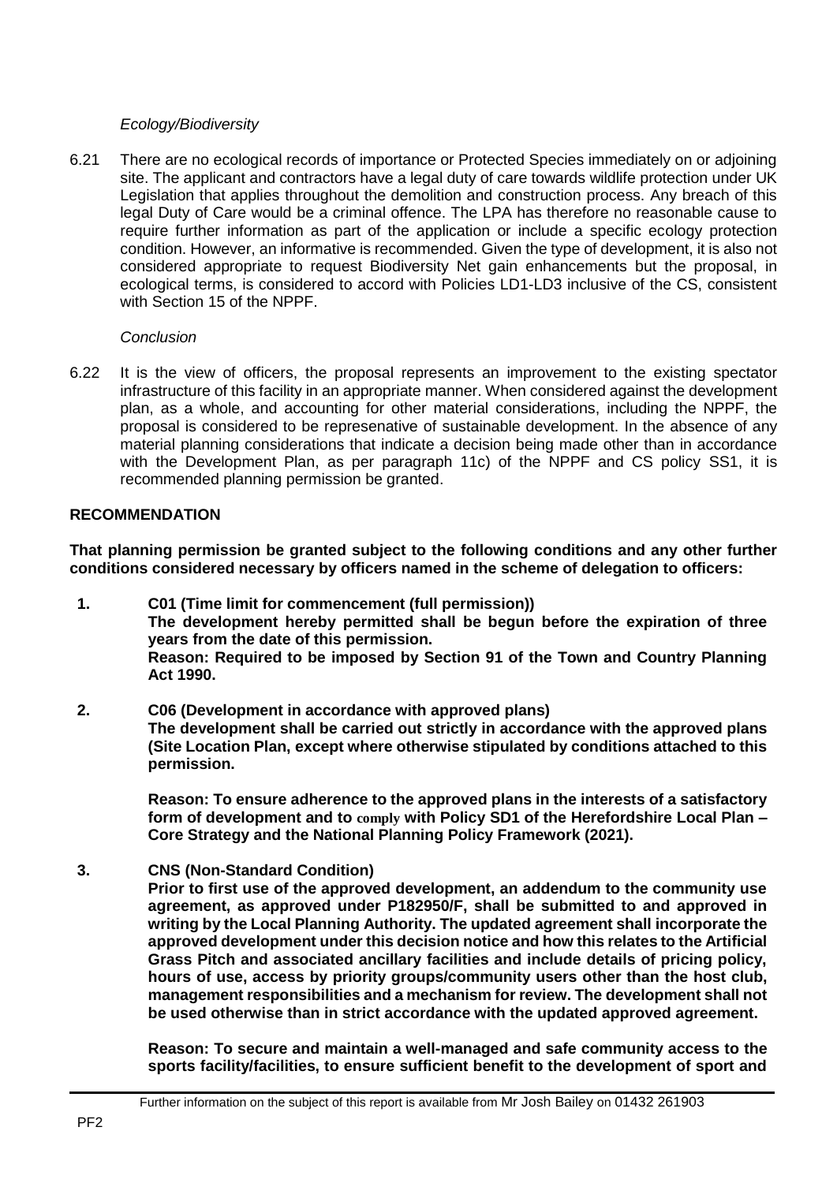*Ecology/Biodiversity*

6.21 There are no ecological records of importance or Protected Species immediately on or adjoining site. The applicant and contractors have a legal duty of care towards wildlife protection under UK Legislation that applies throughout the demolition and construction process. Any breach of this legal Duty of Care would be a criminal offence. The LPA has therefore no reasonable cause to require further information as part of the application or include a specific ecology protection condition. However, an informative is recommended. Given the type of development, it is also not considered appropriate to request Biodiversity Net gain enhancements but the proposal, in ecological terms, is considered to accord with Policies LD1-LD3 inclusive of the CS, consistent with Section 15 of the NPPF.

*Conclusion*

6.22 It is the view of officers, the proposal represents an improvement to the existing spectator infrastructure of this facility in an appropriate manner. When considered against the development plan, as a whole, and accounting for other material considerations, including the NPPF, the proposal is considered to be represenative of sustainable development. In the absence of any material planning considerations that indicate a decision being made other than in accordance with the Development Plan, as per paragraph 11c) of the NPPF and CS policy SS1, it is recommended planning permission be granted.

## RECOMMENDATION

**That planning permission be granted subject to the following conditions and any other further conditions considered necessary by officers named in the scheme of delegation to officers:**

**1. C01 (Time limit for commencement (full permission))**
**The development hereby permitted shall be begun before the expiration of three years from the date of this permission.**
**Reason: Required to be imposed by Section 91 of the Town and Country Planning Act 1990.**

**2. C06 (Development in accordance with approved plans)**
**The development shall be carried out strictly in accordance with the approved plans (Site Location Plan, except where otherwise stipulated by conditions attached to this permission.**

**Reason: To ensure adherence to the approved plans in the interests of a satisfactory form of development and to comply with Policy SD1 of the Herefordshire Local Plan – Core Strategy and the National Planning Policy Framework (2021).**

**3. CNS (Non-Standard Condition)**
**Prior to first use of the approved development, an addendum to the community use agreement, as approved under P182950/F, shall be submitted to and approved in writing by the Local Planning Authority. The updated agreement shall incorporate the approved development under this decision notice and how this relates to the Artificial Grass Pitch and associated ancillary facilities and include details of pricing policy, hours of use, access by priority groups/community users other than the host club, management responsibilities and a mechanism for review. The development shall not be used otherwise than in strict accordance with the updated approved agreement.**

**Reason: To secure and maintain a well-managed and safe community access to the sports facility/facilities, to ensure sufficient benefit to the development of sport and**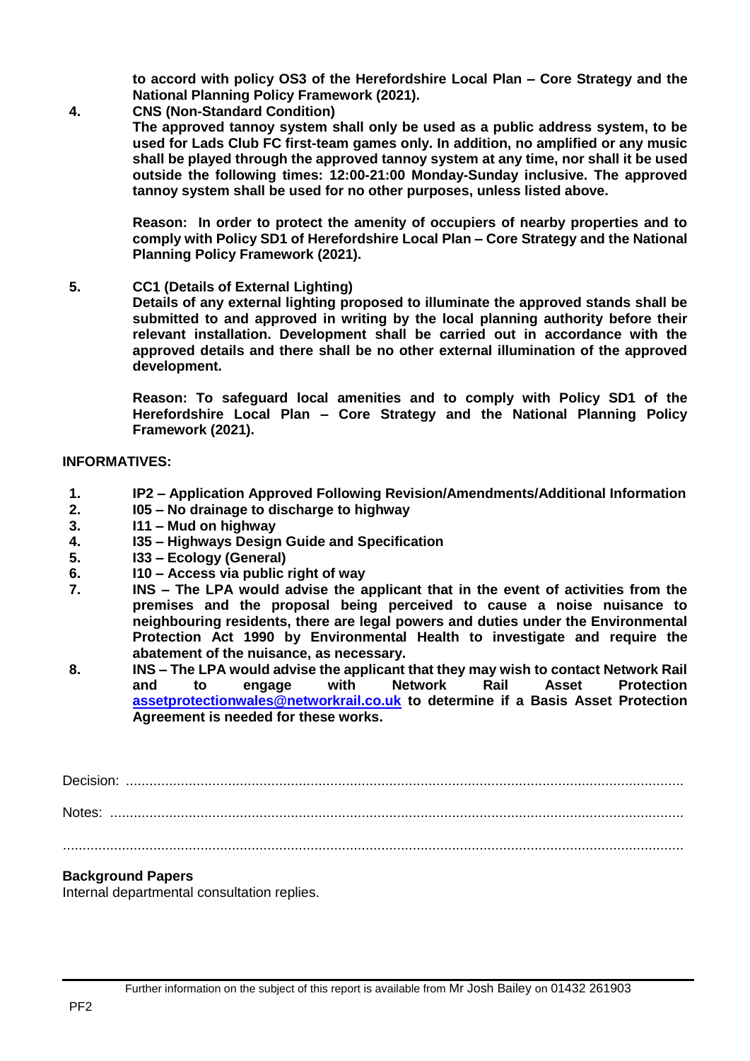**to accord with policy OS3 of the Herefordshire Local Plan – Core Strategy and the National Planning Policy Framework (2021).**

4. **CNS (Non-Standard Condition)**

   **The approved tannoy system shall only be used as a public address system, to be used for Lads Club FC first-team games only. In addition, no amplified or any music shall be played through the approved tannoy system at any time, nor shall it be used outside the following times: 12:00-21:00 Monday-Sunday inclusive. The approved tannoy system shall be used for no other purposes, unless listed above.**

   **Reason: In order to protect the amenity of occupiers of nearby properties and to comply with Policy SD1 of Herefordshire Local Plan – Core Strategy and the National Planning Policy Framework (2021).**

5. **CC1 (Details of External Lighting)**

   **Details of any external lighting proposed to illuminate the approved stands shall be submitted to and approved in writing by the local planning authority before their relevant installation. Development shall be carried out in accordance with the approved details and there shall be no other external illumination of the approved development.**

   **Reason: To safeguard local amenities and to comply with Policy SD1 of the Herefordshire Local Plan – Core Strategy and the National Planning Policy Framework (2021).**

**INFORMATIVES:**

1. **IP2 – Application Approved Following Revision/Amendments/Additional Information**
2. **I05 – No drainage to discharge to highway**
3. **I11 – Mud on highway**
4. **I35 – Highways Design Guide and Specification**
5. **I33 – Ecology (General)**
6. **I10 – Access via public right of way**
7. **INS – The LPA would advise the applicant that in the event of activities from the premises and the proposal being perceived to cause a noise nuisance to neighbouring residents, there are legal powers and duties under the Environmental Protection Act 1990 by Environmental Health to investigate and require the abatement of the nuisance, as necessary.**
8. **INS – The LPA would advise the applicant that they may wish to contact Network Rail and to engage with Network Rail Asset Protection [assetprotectionwales@networkrail.co.uk](mailto:assetprotectionwales@networkrail.co.uk) to determine if a Basis Asset Protection Agreement is needed for these works.**

Decision: ..........................................................................................................................................

Notes: ..............................................................................................................................................

.........................................................................................................................................................

**Background Papers**

Internal departmental consultation replies.

Further information on the subject of this report is available from Mr Josh Bailey on 01432 261903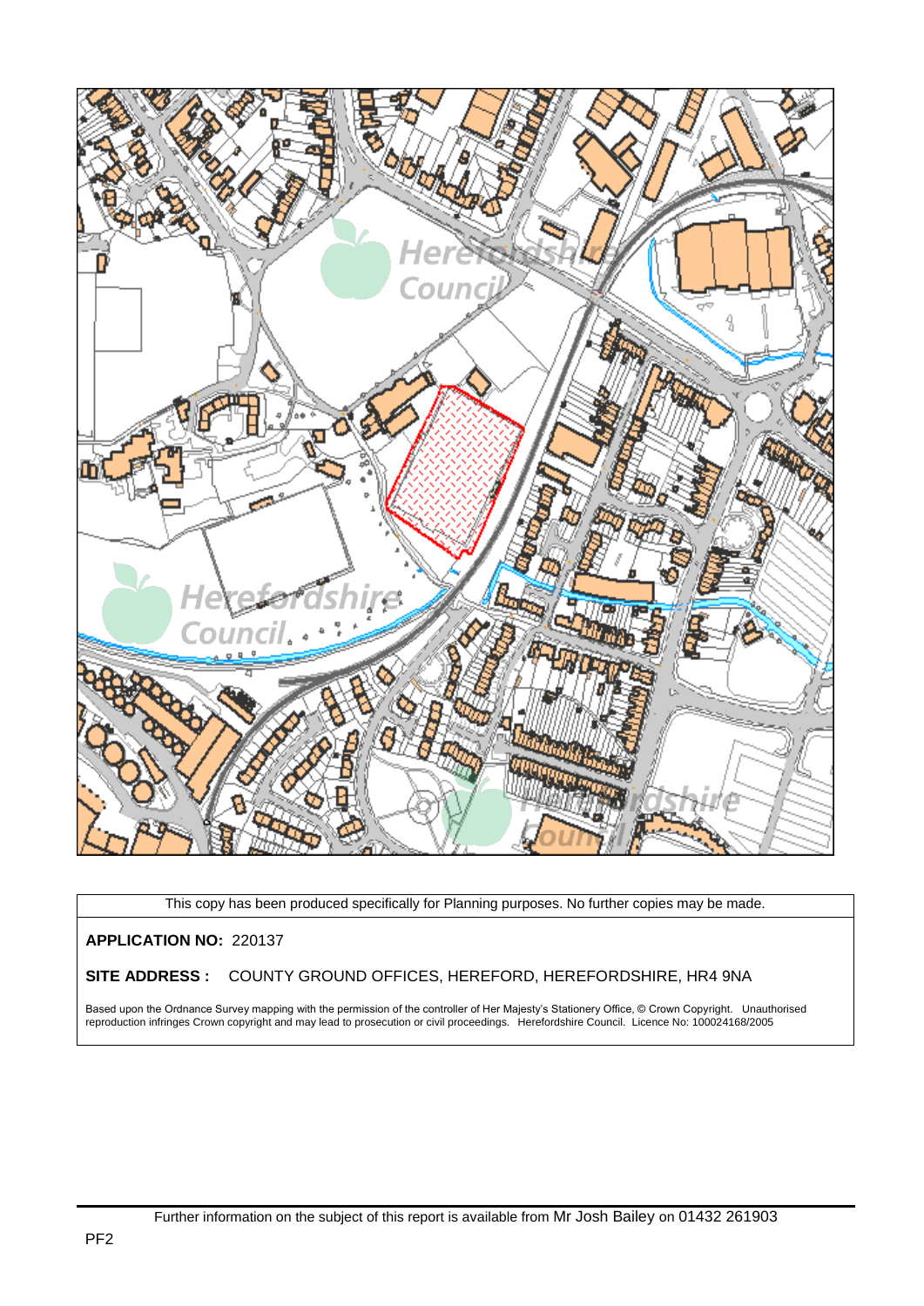This copy has been produced specifically for Planning purposes. No further copies may be made.

**APPLICATION NO:** 220137

**SITE ADDRESS :** COUNTY GROUND OFFICES, HEREFORD, HEREFORDSHIRE, HR4 9NA

Based upon the Ordnance Survey mapping with the permission of the controller of Her Majesty's Stationery Office, © Crown Copyright. Unauthorised reproduction infringes Crown copyright and may lead to prosecution or civil proceedings. Herefordshire Council. Licence No: 100024168/2005

Further information on the subject of this report is available from Mr Josh Bailey on 01432 261903

PF2